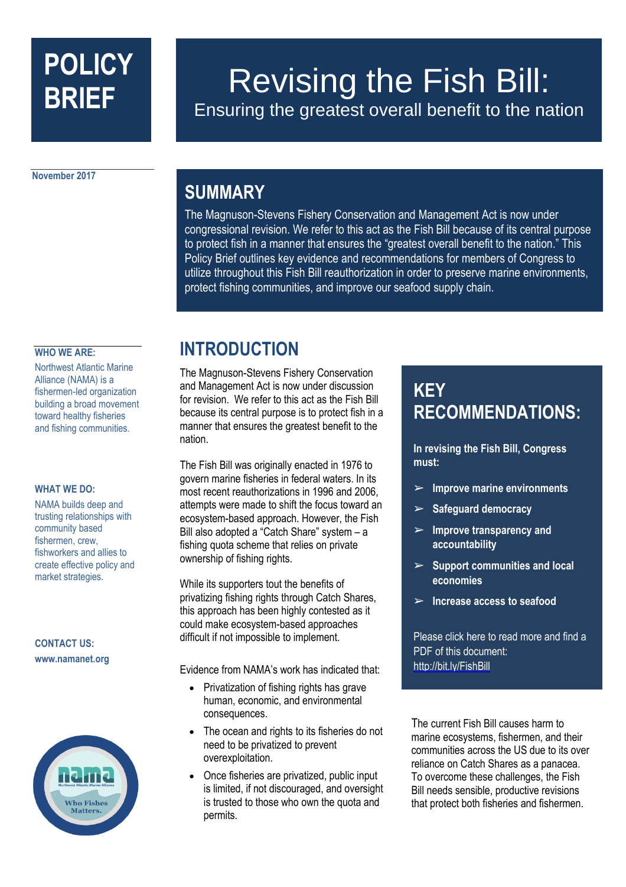# POLICY BRIEF

# Revising the Fish Bill:

Ensuring the greatest overall benefit to the nation

November 2017

## SUMMARY

The Magnuson-Stevens Fishery Conservation and Management Act is now under congressional revision. We refer to this act as the Fish Bill because of its central purpose to protect fish in a manner that ensures the "greatest overall benefit to the nation." This Policy Brief outlines key evidence and recommendations for members of Congress to utilize throughout this Fish Bill reauthorization in order to preserve marine environments, protect fishing communities, and improve our seafood supply chain.

**WHO WE ARE:**

Northwest Atlantic Marine Alliance (NAMA) is a fishermen-led organization building a broad movement toward healthy fisheries and fishing communities.

**WHAT WE DO:**

NAMA builds deep and trusting relationships with community based fishermen, crew, fishworkers and allies to create effective policy and market strategies.

**CONTACT US:**

**www.namanet.org**

## INTRODUCTION

The Magnuson-Stevens Fishery Conservation and Management Act is now under discussion for revision. We refer to this act as the Fish Bill because its central purpose is to protect fish in a manner that ensures the greatest benefit to the nation.

The Fish Bill was originally enacted in 1976 to govern marine fisheries in federal waters. In its most recent reauthorizations in 1996 and 2006, attempts were made to shift the focus toward an ecosystem-based approach. However, the Fish Bill also adopted a "Catch Share" system – a fishing quota scheme that relies on private ownership of fishing rights.

While its supporters tout the benefits of privatizing fishing rights through Catch Shares, this approach has been highly contested as it could make ecosystem-based approaches difficult if not impossible to implement.

Evidence from NAMA's work has indicated that:

- Privatization of fishing rights has grave human, economic, and environmental consequences.
- The ocean and rights to its fisheries do not need to be privatized to prevent overexploitation.
- Once fisheries are privatized, public input is limited, if not discouraged, and oversight is trusted to those who own the quota and permits.

## KEY RECOMMENDATIONS:

**In revising the Fish Bill, Congress must:**

- **Improve marine environments**
- **Safeguard democracy**
- **Improve transparency and accountability**
- **Support communities and local economies**
- **Increase access to seafood**

Please click here to read more and find a PDF of this document: http://bit.ly/FishBill

The current Fish Bill causes harm to marine ecosystems, fishermen, and their communities across the US due to its over reliance on Catch Shares as a panacea. To overcome these challenges, the Fish Bill needs sensible, productive revisions that protect both fisheries and fishermen.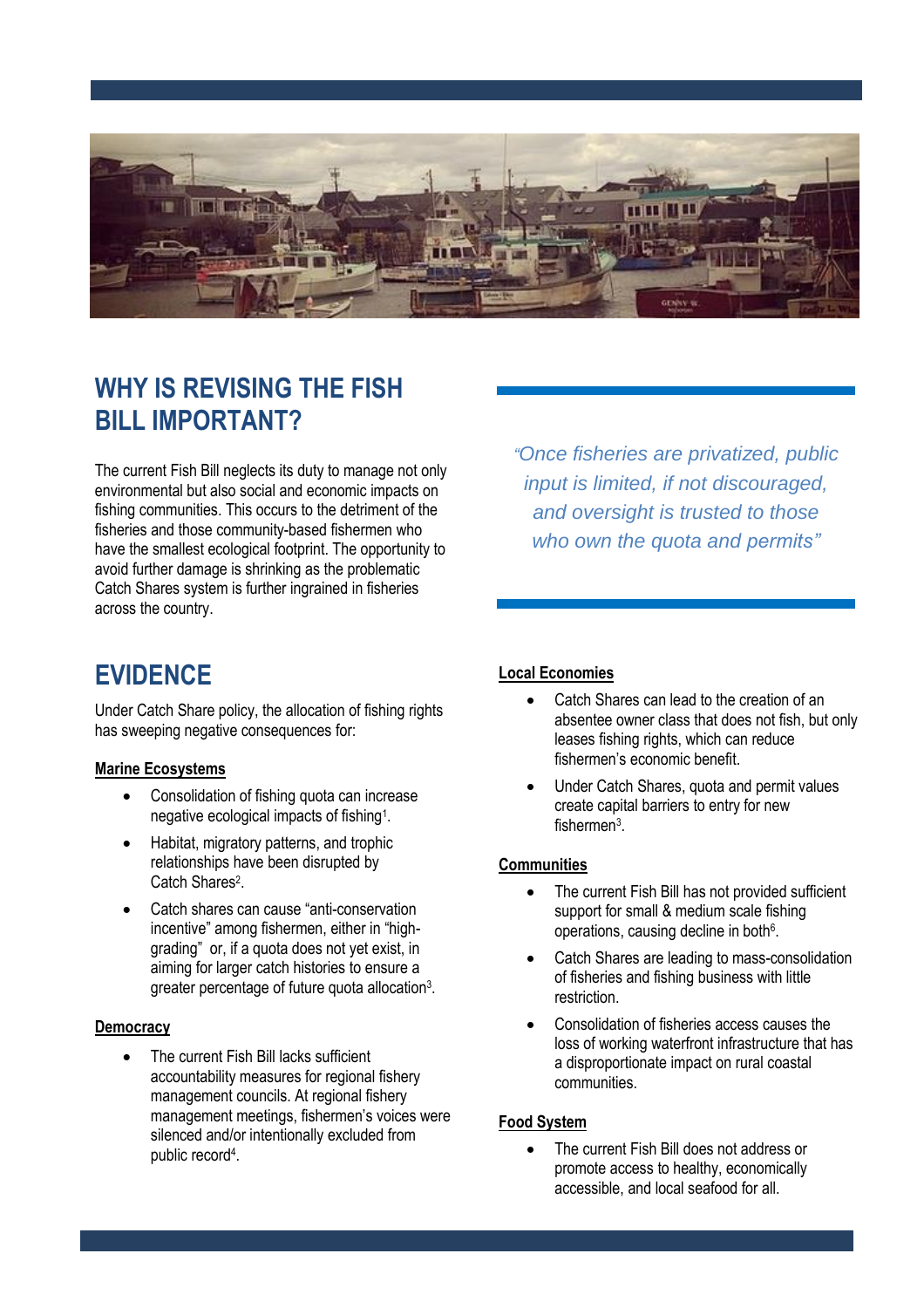## WHY IS REVISING THE FISH BILL IMPORTANT?

The current Fish Bill neglects its duty to manage not only environmental but also social and economic impacts on fishing communities. This occurs to the detriment of the fisheries and those community-based fishermen who have the smallest ecological footprint. The opportunity to avoid further damage is shrinking as the problematic Catch Shares system is further ingrained in fisheries across the country.

> *"Once fisheries are privatized, public input is limited, if not discouraged, and oversight is trusted to those who own the quota and permits"*

## EVIDENCE

Under Catch Share policy, the allocation of fishing rights has sweeping negative consequences for:

**Marine Ecosystems**

- Consolidation of fishing quota can increase negative ecological impacts of fishing[1].
- Habitat, migratory patterns, and trophic relationships have been disrupted by Catch Shares[2].
- Catch shares can cause "anti-conservation incentive" among fishermen, either in "high-grading" or, if a quota does not yet exist, in aiming for larger catch histories to ensure a greater percentage of future quota allocation[3].

**Democracy**

- The current Fish Bill lacks sufficient accountability measures for regional fishery management councils. At regional fishery management meetings, fishermen's voices were silenced and/or intentionally excluded from public record[4].

**Local Economies**

- Catch Shares can lead to the creation of an absentee owner class that does not fish, but only leases fishing rights, which can reduce fishermen's economic benefit.
- Under Catch Shares, quota and permit values create capital barriers to entry for new fishermen[3].

**Communities**

- The current Fish Bill has not provided sufficient support for small & medium scale fishing operations, causing decline in both[6].
- Catch Shares are leading to mass-consolidation of fisheries and fishing business with little restriction.
- Consolidation of fisheries access causes the loss of working waterfront infrastructure that has a disproportionate impact on rural coastal communities.

**Food System**

- The current Fish Bill does not address or promote access to healthy, economically accessible, and local seafood for all.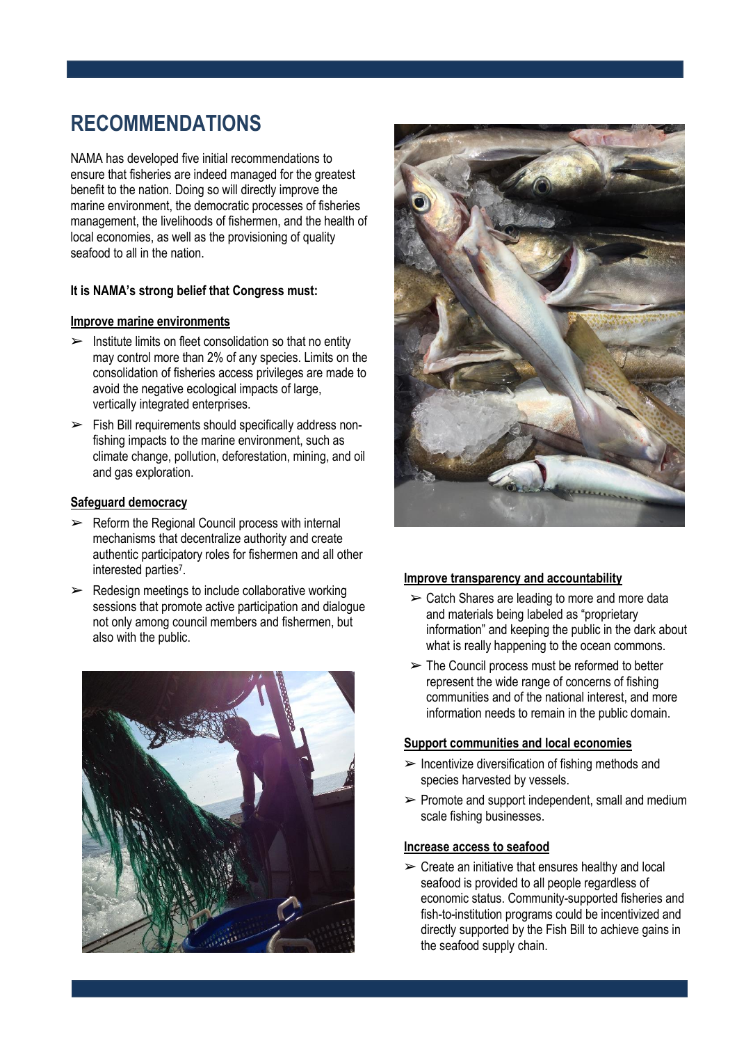# RECOMMENDATIONS

NAMA has developed five initial recommendations to ensure that fisheries are indeed managed for the greatest benefit to the nation. Doing so will directly improve the marine environment, the democratic processes of fisheries management, the livelihoods of fishermen, and the health of local economies, as well as the provisioning of quality seafood to all in the nation.

**It is NAMA's strong belief that Congress must:**

**Improve marine environments**

- Institute limits on fleet consolidation so that no entity may control more than 2% of any species. Limits on the consolidation of fisheries access privileges are made to avoid the negative ecological impacts of large, vertically integrated enterprises.
- Fish Bill requirements should specifically address non-fishing impacts to the marine environment, such as climate change, pollution, deforestation, mining, and oil and gas exploration.

**Safeguard democracy**

- Reform the Regional Council process with internal mechanisms that decentralize authority and create authentic participatory roles for fishermen and all other interested parties[7].
- Redesign meetings to include collaborative working sessions that promote active participation and dialogue not only among council members and fishermen, but also with the public.

**Improve transparency and accountability**

- Catch Shares are leading to more and more data and materials being labeled as "proprietary information" and keeping the public in the dark about what is really happening to the ocean commons.
- The Council process must be reformed to better represent the wide range of concerns of fishing communities and of the national interest, and more information needs to remain in the public domain.

**Support communities and local economies**

- Incentivize diversification of fishing methods and species harvested by vessels.
- Promote and support independent, small and medium scale fishing businesses.

**Increase access to seafood**

- Create an initiative that ensures healthy and local seafood is provided to all people regardless of economic status. Community-supported fisheries and fish-to-institution programs could be incentivized and directly supported by the Fish Bill to achieve gains in the seafood supply chain.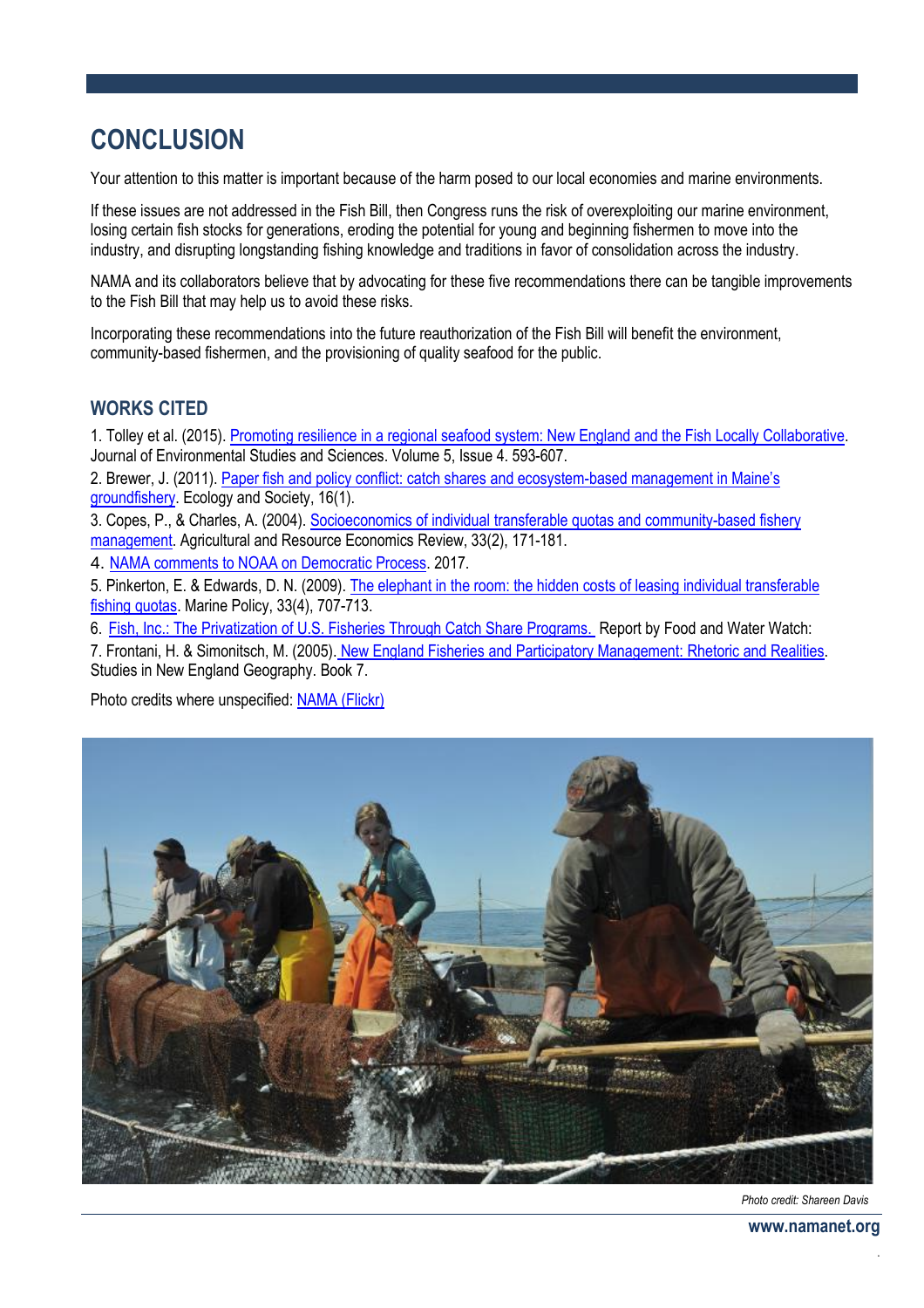# CONCLUSION

Your attention to this matter is important because of the harm posed to our local economies and marine environments.

If these issues are not addressed in the Fish Bill, then Congress runs the risk of overexploiting our marine environment, losing certain fish stocks for generations, eroding the potential for young and beginning fishermen to move into the industry, and disrupting longstanding fishing knowledge and traditions in favor of consolidation across the industry.

NAMA and its collaborators believe that by advocating for these five recommendations there can be tangible improvements to the Fish Bill that may help us to avoid these risks.

Incorporating these recommendations into the future reauthorization of the Fish Bill will benefit the environment, community-based fishermen, and the provisioning of quality seafood for the public.

## WORKS CITED

1. Tolley et al. (2015). Promoting resilience in a regional seafood system: New England and the Fish Locally Collaborative. Journal of Environmental Studies and Sciences. Volume 5, Issue 4. 593-607.
2. Brewer, J. (2011). Paper fish and policy conflict: catch shares and ecosystem-based management in Maine's groundfishery. Ecology and Society, 16(1).
3. Copes, P., & Charles, A. (2004). Socioeconomics of individual transferable quotas and community-based fishery management. Agricultural and Resource Economics Review, 33(2), 171-181.
4. NAMA comments to NOAA on Democratic Process. 2017.
5. Pinkerton, E. & Edwards, D. N. (2009). The elephant in the room: the hidden costs of leasing individual transferable fishing quotas. Marine Policy, 33(4), 707-713.
6. Fish, Inc.: The Privatization of U.S. Fisheries Through Catch Share Programs. Report by Food and Water Watch:
7. Frontani, H. & Simonitsch, M. (2005). New England Fisheries and Participatory Management: Rhetoric and Realities. Studies in New England Geography. Book 7.

Photo credits where unspecified: NAMA (Flickr)

*Photo credit: Shareen Davis*

www.namanet.org